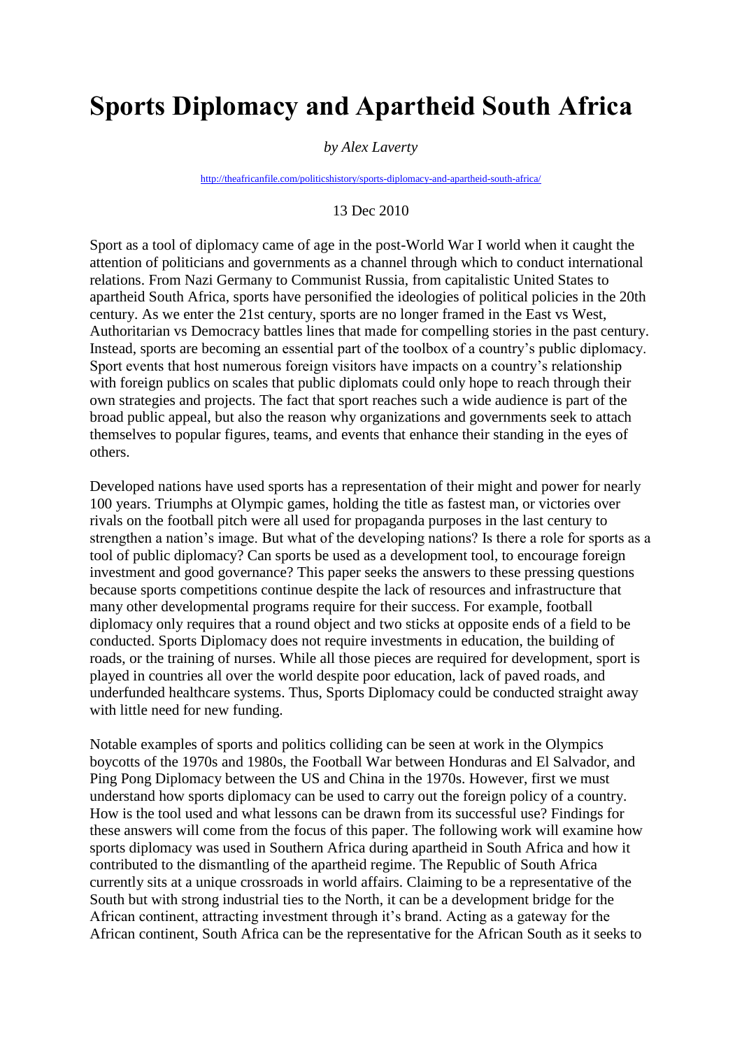# Sports Diplomacy and Apartheid South Africa

*by Alex Laverty*

http://theafricanfile.com/politicshistory/sports-diplomacy-and-apartheid-south-africa/

13 Dec 2010

Sport as a tool of diplomacy came of age in the post-World War I world when it caught the attention of politicians and governments as a channel through which to conduct international relations. From Nazi Germany to Communist Russia, from capitalistic United States to apartheid South Africa, sports have personified the ideologies of political policies in the 20th century. As we enter the 21st century, sports are no longer framed in the East vs West, Authoritarian vs Democracy battles lines that made for compelling stories in the past century. Instead, sports are becoming an essential part of the toolbox of a country's public diplomacy. Sport events that host numerous foreign visitors have impacts on a country's relationship with foreign publics on scales that public diplomats could only hope to reach through their own strategies and projects. The fact that sport reaches such a wide audience is part of the broad public appeal, but also the reason why organizations and governments seek to attach themselves to popular figures, teams, and events that enhance their standing in the eyes of others.

Developed nations have used sports has a representation of their might and power for nearly 100 years. Triumphs at Olympic games, holding the title as fastest man, or victories over rivals on the football pitch were all used for propaganda purposes in the last century to strengthen a nation's image. But what of the developing nations? Is there a role for sports as a tool of public diplomacy? Can sports be used as a development tool, to encourage foreign investment and good governance? This paper seeks the answers to these pressing questions because sports competitions continue despite the lack of resources and infrastructure that many other developmental programs require for their success. For example, football diplomacy only requires that a round object and two sticks at opposite ends of a field to be conducted. Sports Diplomacy does not require investments in education, the building of roads, or the training of nurses. While all those pieces are required for development, sport is played in countries all over the world despite poor education, lack of paved roads, and underfunded healthcare systems. Thus, Sports Diplomacy could be conducted straight away with little need for new funding.

Notable examples of sports and politics colliding can be seen at work in the Olympics boycotts of the 1970s and 1980s, the Football War between Honduras and El Salvador, and Ping Pong Diplomacy between the US and China in the 1970s. However, first we must understand how sports diplomacy can be used to carry out the foreign policy of a country. How is the tool used and what lessons can be drawn from its successful use? Findings for these answers will come from the focus of this paper. The following work will examine how sports diplomacy was used in Southern Africa during apartheid in South Africa and how it contributed to the dismantling of the apartheid regime. The Republic of South Africa currently sits at a unique crossroads in world affairs. Claiming to be a representative of the South but with strong industrial ties to the North, it can be a development bridge for the African continent, attracting investment through it's brand. Acting as a gateway for the African continent, South Africa can be the representative for the African South as it seeks to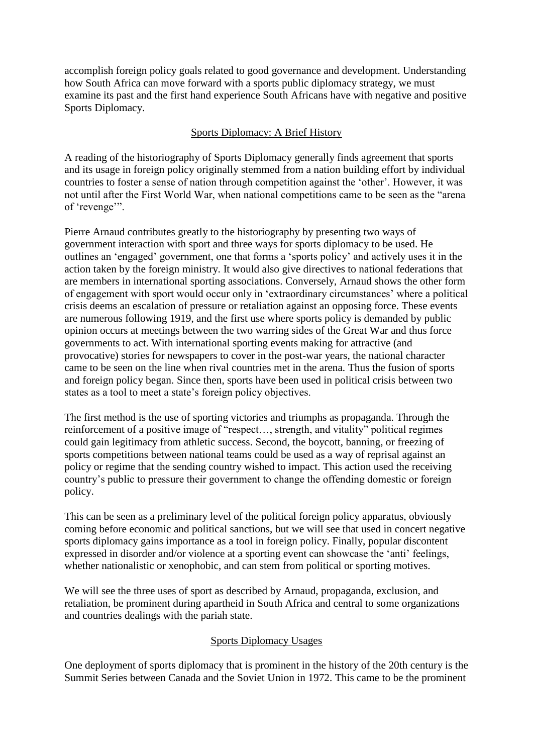accomplish foreign policy goals related to good governance and development. Understanding how South Africa can move forward with a sports public diplomacy strategy, we must examine its past and the first hand experience South Africans have with negative and positive Sports Diplomacy.

## Sports Diplomacy: A Brief History

A reading of the historiography of Sports Diplomacy generally finds agreement that sports and its usage in foreign policy originally stemmed from a nation building effort by individual countries to foster a sense of nation through competition against the 'other'. However, it was not until after the First World War, when national competitions came to be seen as the "arena of 'revenge'".

Pierre Arnaud contributes greatly to the historiography by presenting two ways of government interaction with sport and three ways for sports diplomacy to be used. He outlines an 'engaged' government, one that forms a 'sports policy' and actively uses it in the action taken by the foreign ministry. It would also give directives to national federations that are members in international sporting associations. Conversely, Arnaud shows the other form of engagement with sport would occur only in 'extraordinary circumstances' where a political crisis deems an escalation of pressure or retaliation against an opposing force. These events are numerous following 1919, and the first use where sports policy is demanded by public opinion occurs at meetings between the two warring sides of the Great War and thus force governments to act. With international sporting events making for attractive (and provocative) stories for newspapers to cover in the post-war years, the national character came to be seen on the line when rival countries met in the arena. Thus the fusion of sports and foreign policy began. Since then, sports have been used in political crisis between two states as a tool to meet a state's foreign policy objectives.

The first method is the use of sporting victories and triumphs as propaganda. Through the reinforcement of a positive image of "respect…, strength, and vitality" political regimes could gain legitimacy from athletic success. Second, the boycott, banning, or freezing of sports competitions between national teams could be used as a way of reprisal against an policy or regime that the sending country wished to impact. This action used the receiving country's public to pressure their government to change the offending domestic or foreign policy.

This can be seen as a preliminary level of the political foreign policy apparatus, obviously coming before economic and political sanctions, but we will see that used in concert negative sports diplomacy gains importance as a tool in foreign policy. Finally, popular discontent expressed in disorder and/or violence at a sporting event can showcase the 'anti' feelings, whether nationalistic or xenophobic, and can stem from political or sporting motives.

We will see the three uses of sport as described by Arnaud, propaganda, exclusion, and retaliation, be prominent during apartheid in South Africa and central to some organizations and countries dealings with the pariah state.

## Sports Diplomacy Usages

One deployment of sports diplomacy that is prominent in the history of the 20th century is the Summit Series between Canada and the Soviet Union in 1972. This came to be the prominent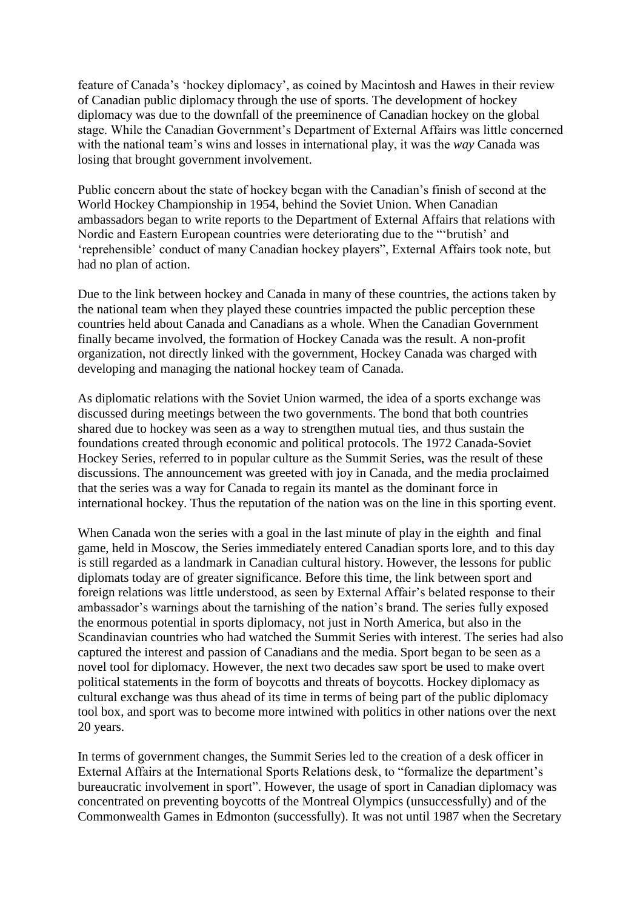feature of Canada's 'hockey diplomacy', as coined by Macintosh and Hawes in their review of Canadian public diplomacy through the use of sports. The development of hockey diplomacy was due to the downfall of the preeminence of Canadian hockey on the global stage. While the Canadian Government's Department of External Affairs was little concerned with the national team's wins and losses in international play, it was the *way* Canada was losing that brought government involvement.

Public concern about the state of hockey began with the Canadian's finish of second at the World Hockey Championship in 1954, behind the Soviet Union. When Canadian ambassadors began to write reports to the Department of External Affairs that relations with Nordic and Eastern European countries were deteriorating due to the "'brutish' and 'reprehensible' conduct of many Canadian hockey players", External Affairs took note, but had no plan of action.

Due to the link between hockey and Canada in many of these countries, the actions taken by the national team when they played these countries impacted the public perception these countries held about Canada and Canadians as a whole. When the Canadian Government finally became involved, the formation of Hockey Canada was the result. A non-profit organization, not directly linked with the government, Hockey Canada was charged with developing and managing the national hockey team of Canada.

As diplomatic relations with the Soviet Union warmed, the idea of a sports exchange was discussed during meetings between the two governments. The bond that both countries shared due to hockey was seen as a way to strengthen mutual ties, and thus sustain the foundations created through economic and political protocols. The 1972 Canada-Soviet Hockey Series, referred to in popular culture as the Summit Series, was the result of these discussions. The announcement was greeted with joy in Canada, and the media proclaimed that the series was a way for Canada to regain its mantel as the dominant force in international hockey. Thus the reputation of the nation was on the line in this sporting event.

When Canada won the series with a goal in the last minute of play in the eighth and final game, held in Moscow, the Series immediately entered Canadian sports lore, and to this day is still regarded as a landmark in Canadian cultural history. However, the lessons for public diplomats today are of greater significance. Before this time, the link between sport and foreign relations was little understood, as seen by External Affair's belated response to their ambassador's warnings about the tarnishing of the nation's brand. The series fully exposed the enormous potential in sports diplomacy, not just in North America, but also in the Scandinavian countries who had watched the Summit Series with interest. The series had also captured the interest and passion of Canadians and the media. Sport began to be seen as a novel tool for diplomacy. However, the next two decades saw sport be used to make overt political statements in the form of boycotts and threats of boycotts. Hockey diplomacy as cultural exchange was thus ahead of its time in terms of being part of the public diplomacy tool box, and sport was to become more intwined with politics in other nations over the next 20 years.

In terms of government changes, the Summit Series led to the creation of a desk officer in External Affairs at the International Sports Relations desk, to "formalize the department's bureaucratic involvement in sport". However, the usage of sport in Canadian diplomacy was concentrated on preventing boycotts of the Montreal Olympics (unsuccessfully) and of the Commonwealth Games in Edmonton (successfully). It was not until 1987 when the Secretary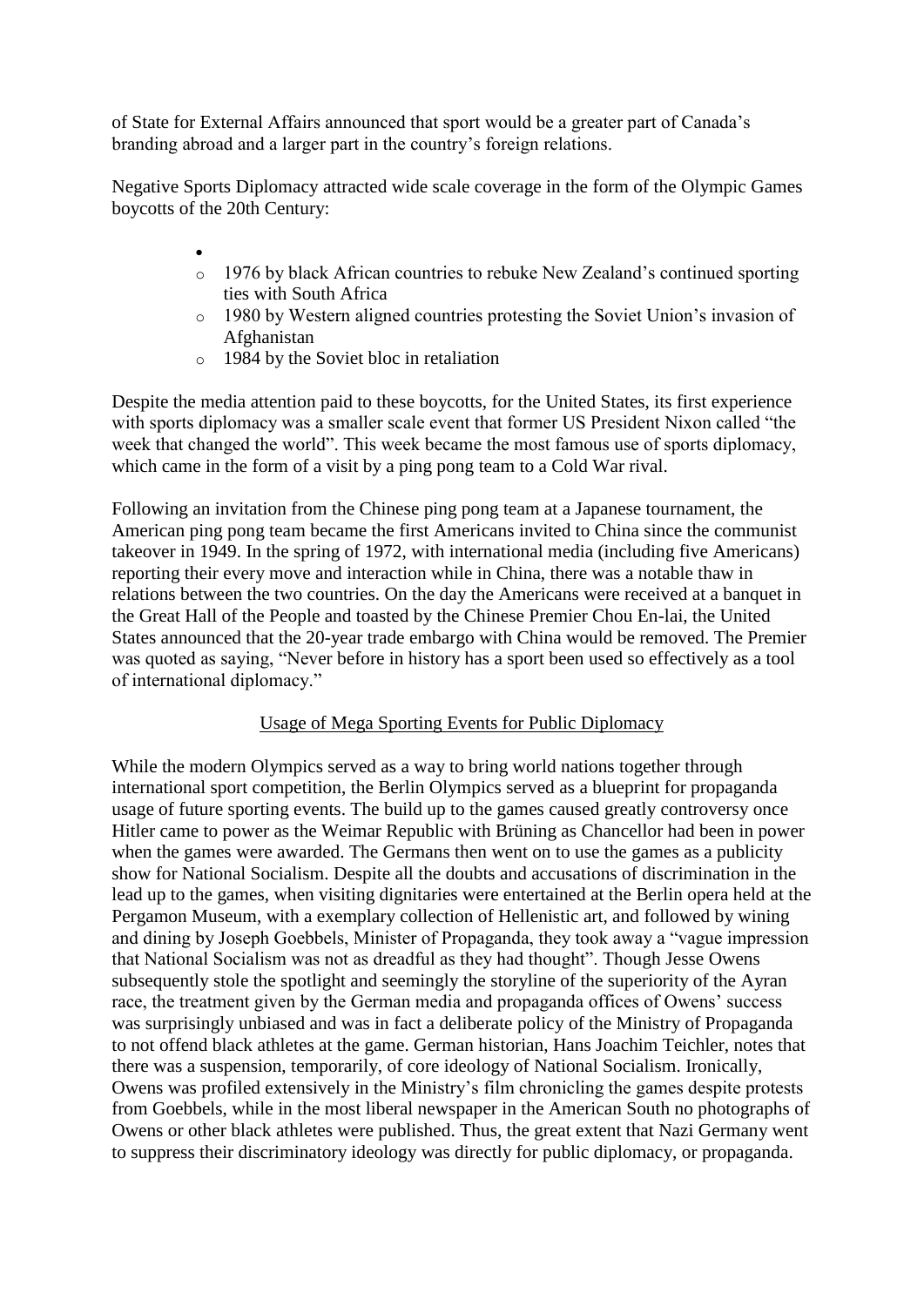of State for External Affairs announced that sport would be a greater part of Canada's branding abroad and a larger part in the country's foreign relations.

Negative Sports Diplomacy attracted wide scale coverage in the form of the Olympic Games boycotts of the 20th Century:

- 
  - 1976 by black African countries to rebuke New Zealand's continued sporting ties with South Africa
  - 1980 by Western aligned countries protesting the Soviet Union's invasion of Afghanistan
  - 1984 by the Soviet bloc in retaliation

Despite the media attention paid to these boycotts, for the United States, its first experience with sports diplomacy was a smaller scale event that former US President Nixon called "the week that changed the world". This week became the most famous use of sports diplomacy, which came in the form of a visit by a ping pong team to a Cold War rival.

Following an invitation from the Chinese ping pong team at a Japanese tournament, the American ping pong team became the first Americans invited to China since the communist takeover in 1949. In the spring of 1972, with international media (including five Americans) reporting their every move and interaction while in China, there was a notable thaw in relations between the two countries. On the day the Americans were received at a banquet in the Great Hall of the People and toasted by the Chinese Premier Chou En-lai, the United States announced that the 20-year trade embargo with China would be removed. The Premier was quoted as saying, "Never before in history has a sport been used so effectively as a tool of international diplomacy."

<u>Usage of Mega Sporting Events for Public Diplomacy</u>

While the modern Olympics served as a way to bring world nations together through international sport competition, the Berlin Olympics served as a blueprint for propaganda usage of future sporting events. The build up to the games caused greatly controversy once Hitler came to power as the Weimar Republic with Brüning as Chancellor had been in power when the games were awarded. The Germans then went on to use the games as a publicity show for National Socialism. Despite all the doubts and accusations of discrimination in the lead up to the games, when visiting dignitaries were entertained at the Berlin opera held at the Pergamon Museum, with a exemplary collection of Hellenistic art, and followed by wining and dining by Joseph Goebbels, Minister of Propaganda, they took away a "vague impression that National Socialism was not as dreadful as they had thought". Though Jesse Owens subsequently stole the spotlight and seemingly the storyline of the superiority of the Ayran race, the treatment given by the German media and propaganda offices of Owens' success was surprisingly unbiased and was in fact a deliberate policy of the Ministry of Propaganda to not offend black athletes at the game. German historian, Hans Joachim Teichler, notes that there was a suspension, temporarily, of core ideology of National Socialism. Ironically, Owens was profiled extensively in the Ministry's film chronicling the games despite protests from Goebbels, while in the most liberal newspaper in the American South no photographs of Owens or other black athletes were published. Thus, the great extent that Nazi Germany went to suppress their discriminatory ideology was directly for public diplomacy, or propaganda.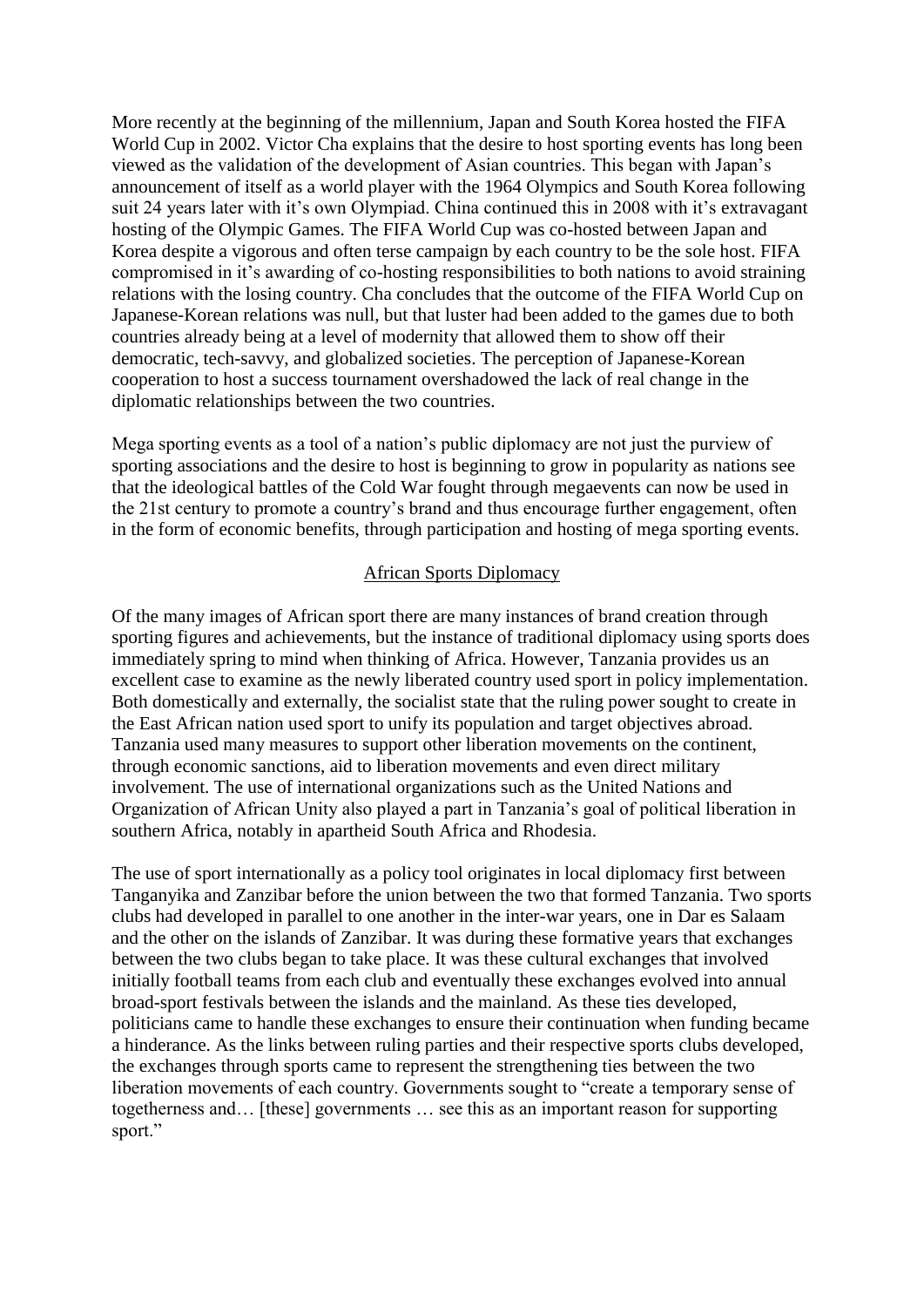More recently at the beginning of the millennium, Japan and South Korea hosted the FIFA World Cup in 2002. Victor Cha explains that the desire to host sporting events has long been viewed as the validation of the development of Asian countries. This began with Japan's announcement of itself as a world player with the 1964 Olympics and South Korea following suit 24 years later with it's own Olympiad. China continued this in 2008 with it's extravagant hosting of the Olympic Games. The FIFA World Cup was co-hosted between Japan and Korea despite a vigorous and often terse campaign by each country to be the sole host. FIFA compromised in it's awarding of co-hosting responsibilities to both nations to avoid straining relations with the losing country. Cha concludes that the outcome of the FIFA World Cup on Japanese-Korean relations was null, but that luster had been added to the games due to both countries already being at a level of modernity that allowed them to show off their democratic, tech-savvy, and globalized societies. The perception of Japanese-Korean cooperation to host a success tournament overshadowed the lack of real change in the diplomatic relationships between the two countries.

Mega sporting events as a tool of a nation's public diplomacy are not just the purview of sporting associations and the desire to host is beginning to grow in popularity as nations see that the ideological battles of the Cold War fought through megaevents can now be used in the 21st century to promote a country's brand and thus encourage further engagement, often in the form of economic benefits, through participation and hosting of mega sporting events.

## African Sports Diplomacy

Of the many images of African sport there are many instances of brand creation through sporting figures and achievements, but the instance of traditional diplomacy using sports does immediately spring to mind when thinking of Africa. However, Tanzania provides us an excellent case to examine as the newly liberated country used sport in policy implementation. Both domestically and externally, the socialist state that the ruling power sought to create in the East African nation used sport to unify its population and target objectives abroad. Tanzania used many measures to support other liberation movements on the continent, through economic sanctions, aid to liberation movements and even direct military involvement. The use of international organizations such as the United Nations and Organization of African Unity also played a part in Tanzania's goal of political liberation in southern Africa, notably in apartheid South Africa and Rhodesia.

The use of sport internationally as a policy tool originates in local diplomacy first between Tanganyika and Zanzibar before the union between the two that formed Tanzania. Two sports clubs had developed in parallel to one another in the inter-war years, one in Dar es Salaam and the other on the islands of Zanzibar. It was during these formative years that exchanges between the two clubs began to take place. It was these cultural exchanges that involved initially football teams from each club and eventually these exchanges evolved into annual broad-sport festivals between the islands and the mainland. As these ties developed, politicians came to handle these exchanges to ensure their continuation when funding became a hinderance. As the links between ruling parties and their respective sports clubs developed, the exchanges through sports came to represent the strengthening ties between the two liberation movements of each country. Governments sought to "create a temporary sense of togetherness and… [these] governments … see this as an important reason for supporting sport."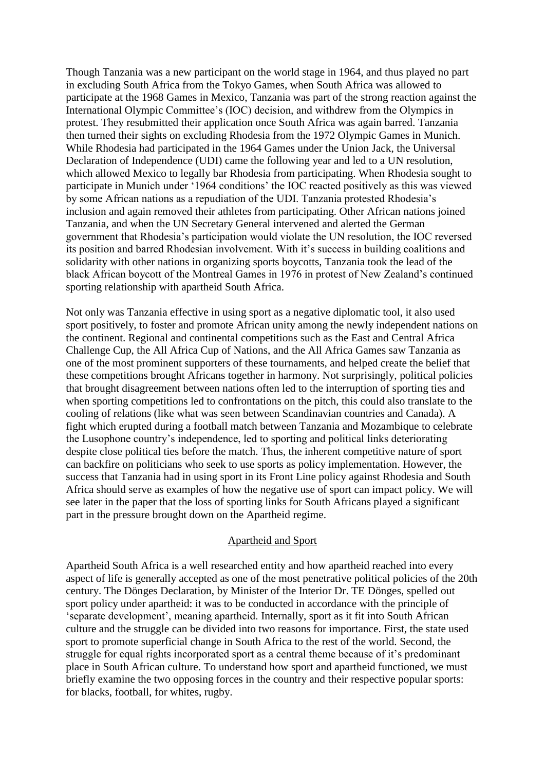Though Tanzania was a new participant on the world stage in 1964, and thus played no part in excluding South Africa from the Tokyo Games, when South Africa was allowed to participate at the 1968 Games in Mexico, Tanzania was part of the strong reaction against the International Olympic Committee's (IOC) decision, and withdrew from the Olympics in protest. They resubmitted their application once South Africa was again barred. Tanzania then turned their sights on excluding Rhodesia from the 1972 Olympic Games in Munich. While Rhodesia had participated in the 1964 Games under the Union Jack, the Universal Declaration of Independence (UDI) came the following year and led to a UN resolution, which allowed Mexico to legally bar Rhodesia from participating. When Rhodesia sought to participate in Munich under '1964 conditions' the IOC reacted positively as this was viewed by some African nations as a repudiation of the UDI. Tanzania protested Rhodesia's inclusion and again removed their athletes from participating. Other African nations joined Tanzania, and when the UN Secretary General intervened and alerted the German government that Rhodesia's participation would violate the UN resolution, the IOC reversed its position and barred Rhodesian involvement. With it's success in building coalitions and solidarity with other nations in organizing sports boycotts, Tanzania took the lead of the black African boycott of the Montreal Games in 1976 in protest of New Zealand's continued sporting relationship with apartheid South Africa.

Not only was Tanzania effective in using sport as a negative diplomatic tool, it also used sport positively, to foster and promote African unity among the newly independent nations on the continent. Regional and continental competitions such as the East and Central Africa Challenge Cup, the All Africa Cup of Nations, and the All Africa Games saw Tanzania as one of the most prominent supporters of these tournaments, and helped create the belief that these competitions brought Africans together in harmony. Not surprisingly, political policies that brought disagreement between nations often led to the interruption of sporting ties and when sporting competitions led to confrontations on the pitch, this could also translate to the cooling of relations (like what was seen between Scandinavian countries and Canada). A fight which erupted during a football match between Tanzania and Mozambique to celebrate the Lusophone country's independence, led to sporting and political links deteriorating despite close political ties before the match. Thus, the inherent competitive nature of sport can backfire on politicians who seek to use sports as policy implementation. However, the success that Tanzania had in using sport in its Front Line policy against Rhodesia and South Africa should serve as examples of how the negative use of sport can impact policy. We will see later in the paper that the loss of sporting links for South Africans played a significant part in the pressure brought down on the Apartheid regime.

## Apartheid and Sport

Apartheid South Africa is a well researched entity and how apartheid reached into every aspect of life is generally accepted as one of the most penetrative political policies of the 20th century. The Dönges Declaration, by Minister of the Interior Dr. TE Dönges, spelled out sport policy under apartheid: it was to be conducted in accordance with the principle of 'separate development', meaning apartheid. Internally, sport as it fit into South African culture and the struggle can be divided into two reasons for importance. First, the state used sport to promote superficial change in South Africa to the rest of the world. Second, the struggle for equal rights incorporated sport as a central theme because of it's predominant place in South African culture. To understand how sport and apartheid functioned, we must briefly examine the two opposing forces in the country and their respective popular sports: for blacks, football, for whites, rugby.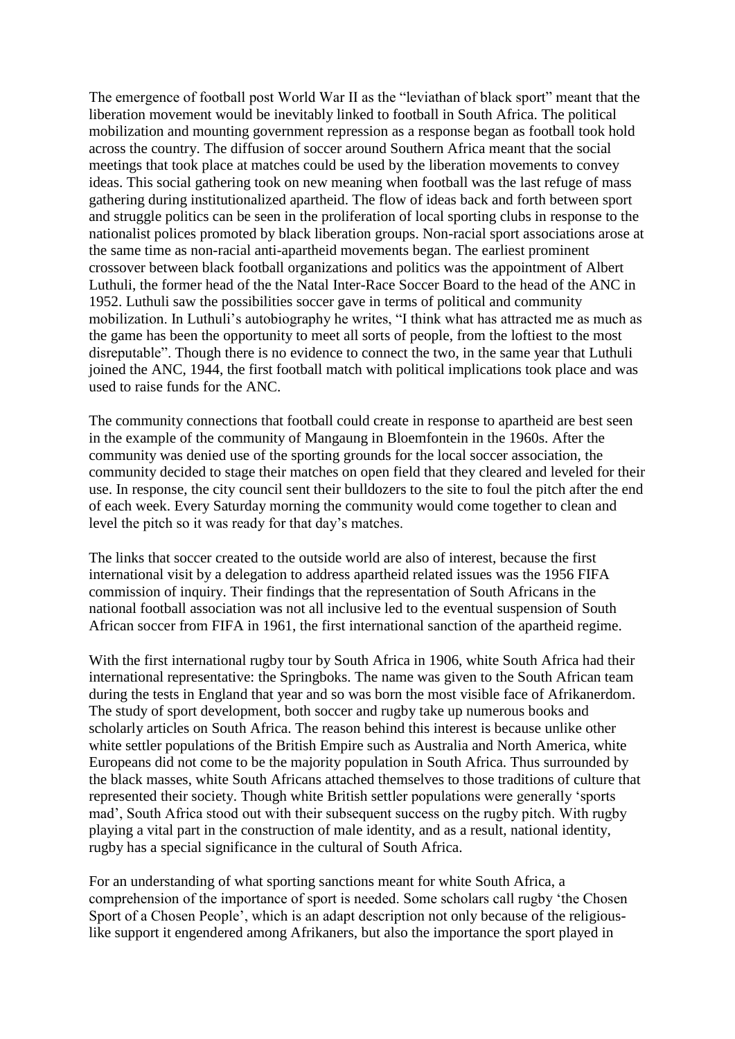The emergence of football post World War II as the "leviathan of black sport" meant that the liberation movement would be inevitably linked to football in South Africa. The political mobilization and mounting government repression as a response began as football took hold across the country. The diffusion of soccer around Southern Africa meant that the social meetings that took place at matches could be used by the liberation movements to convey ideas. This social gathering took on new meaning when football was the last refuge of mass gathering during institutionalized apartheid. The flow of ideas back and forth between sport and struggle politics can be seen in the proliferation of local sporting clubs in response to the nationalist polices promoted by black liberation groups. Non-racial sport associations arose at the same time as non-racial anti-apartheid movements began. The earliest prominent crossover between black football organizations and politics was the appointment of Albert Luthuli, the former head of the the Natal Inter-Race Soccer Board to the head of the ANC in 1952. Luthuli saw the possibilities soccer gave in terms of political and community mobilization. In Luthuli's autobiography he writes, "I think what has attracted me as much as the game has been the opportunity to meet all sorts of people, from the loftiest to the most disreputable". Though there is no evidence to connect the two, in the same year that Luthuli joined the ANC, 1944, the first football match with political implications took place and was used to raise funds for the ANC.

The community connections that football could create in response to apartheid are best seen in the example of the community of Mangaung in Bloemfontein in the 1960s. After the community was denied use of the sporting grounds for the local soccer association, the community decided to stage their matches on open field that they cleared and leveled for their use. In response, the city council sent their bulldozers to the site to foul the pitch after the end of each week. Every Saturday morning the community would come together to clean and level the pitch so it was ready for that day's matches.

The links that soccer created to the outside world are also of interest, because the first international visit by a delegation to address apartheid related issues was the 1956 FIFA commission of inquiry. Their findings that the representation of South Africans in the national football association was not all inclusive led to the eventual suspension of South African soccer from FIFA in 1961, the first international sanction of the apartheid regime.

With the first international rugby tour by South Africa in 1906, white South Africa had their international representative: the Springboks. The name was given to the South African team during the tests in England that year and so was born the most visible face of Afrikanerdom. The study of sport development, both soccer and rugby take up numerous books and scholarly articles on South Africa. The reason behind this interest is because unlike other white settler populations of the British Empire such as Australia and North America, white Europeans did not come to be the majority population in South Africa. Thus surrounded by the black masses, white South Africans attached themselves to those traditions of culture that represented their society. Though white British settler populations were generally 'sports mad', South Africa stood out with their subsequent success on the rugby pitch. With rugby playing a vital part in the construction of male identity, and as a result, national identity, rugby has a special significance in the cultural of South Africa.

For an understanding of what sporting sanctions meant for white South Africa, a comprehension of the importance of sport is needed. Some scholars call rugby 'the Chosen Sport of a Chosen People', which is an adapt description not only because of the religious-like support it engendered among Afrikaners, but also the importance the sport played in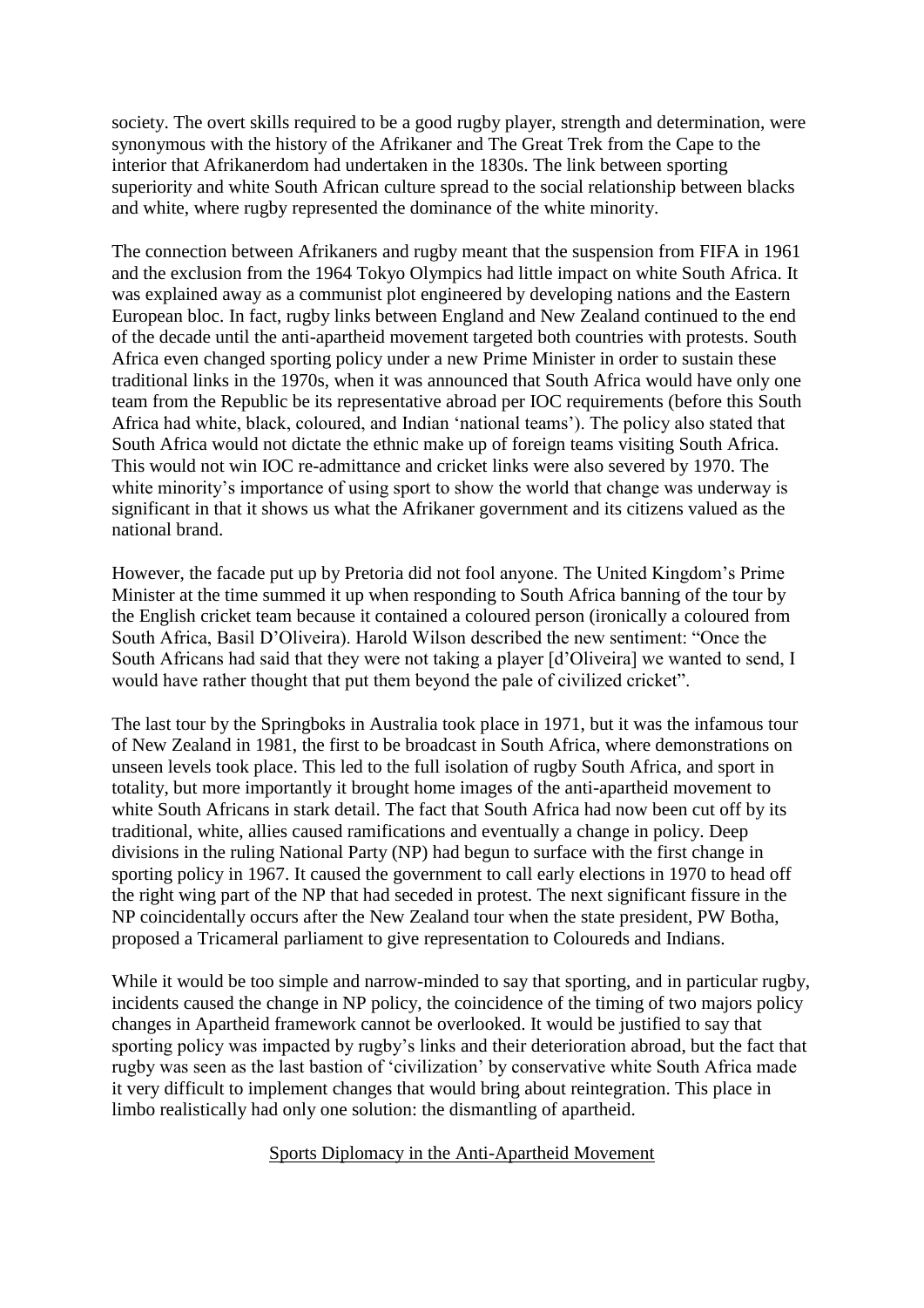society. The overt skills required to be a good rugby player, strength and determination, were synonymous with the history of the Afrikaner and The Great Trek from the Cape to the interior that Afrikanerdom had undertaken in the 1830s. The link between sporting superiority and white South African culture spread to the social relationship between blacks and white, where rugby represented the dominance of the white minority.

The connection between Afrikaners and rugby meant that the suspension from FIFA in 1961 and the exclusion from the 1964 Tokyo Olympics had little impact on white South Africa. It was explained away as a communist plot engineered by developing nations and the Eastern European bloc. In fact, rugby links between England and New Zealand continued to the end of the decade until the anti-apartheid movement targeted both countries with protests. South Africa even changed sporting policy under a new Prime Minister in order to sustain these traditional links in the 1970s, when it was announced that South Africa would have only one team from the Republic be its representative abroad per IOC requirements (before this South Africa had white, black, coloured, and Indian 'national teams'). The policy also stated that South Africa would not dictate the ethnic make up of foreign teams visiting South Africa. This would not win IOC re-admittance and cricket links were also severed by 1970. The white minority's importance of using sport to show the world that change was underway is significant in that it shows us what the Afrikaner government and its citizens valued as the national brand.

However, the facade put up by Pretoria did not fool anyone. The United Kingdom's Prime Minister at the time summed it up when responding to South Africa banning of the tour by the English cricket team because it contained a coloured person (ironically a coloured from South Africa, Basil D'Oliveira). Harold Wilson described the new sentiment: "Once the South Africans had said that they were not taking a player [d'Oliveira] we wanted to send, I would have rather thought that put them beyond the pale of civilized cricket".

The last tour by the Springboks in Australia took place in 1971, but it was the infamous tour of New Zealand in 1981, the first to be broadcast in South Africa, where demonstrations on unseen levels took place. This led to the full isolation of rugby South Africa, and sport in totality, but more importantly it brought home images of the anti-apartheid movement to white South Africans in stark detail. The fact that South Africa had now been cut off by its traditional, white, allies caused ramifications and eventually a change in policy. Deep divisions in the ruling National Party (NP) had begun to surface with the first change in sporting policy in 1967. It caused the government to call early elections in 1970 to head off the right wing part of the NP that had seceded in protest. The next significant fissure in the NP coincidentally occurs after the New Zealand tour when the state president, PW Botha, proposed a Tricameral parliament to give representation to Coloureds and Indians.

While it would be too simple and narrow-minded to say that sporting, and in particular rugby, incidents caused the change in NP policy, the coincidence of the timing of two majors policy changes in Apartheid framework cannot be overlooked. It would be justified to say that sporting policy was impacted by rugby's links and their deterioration abroad, but the fact that rugby was seen as the last bastion of 'civilization' by conservative white South Africa made it very difficult to implement changes that would bring about reintegration. This place in limbo realistically had only one solution: the dismantling of apartheid.

## Sports Diplomacy in the Anti-Apartheid Movement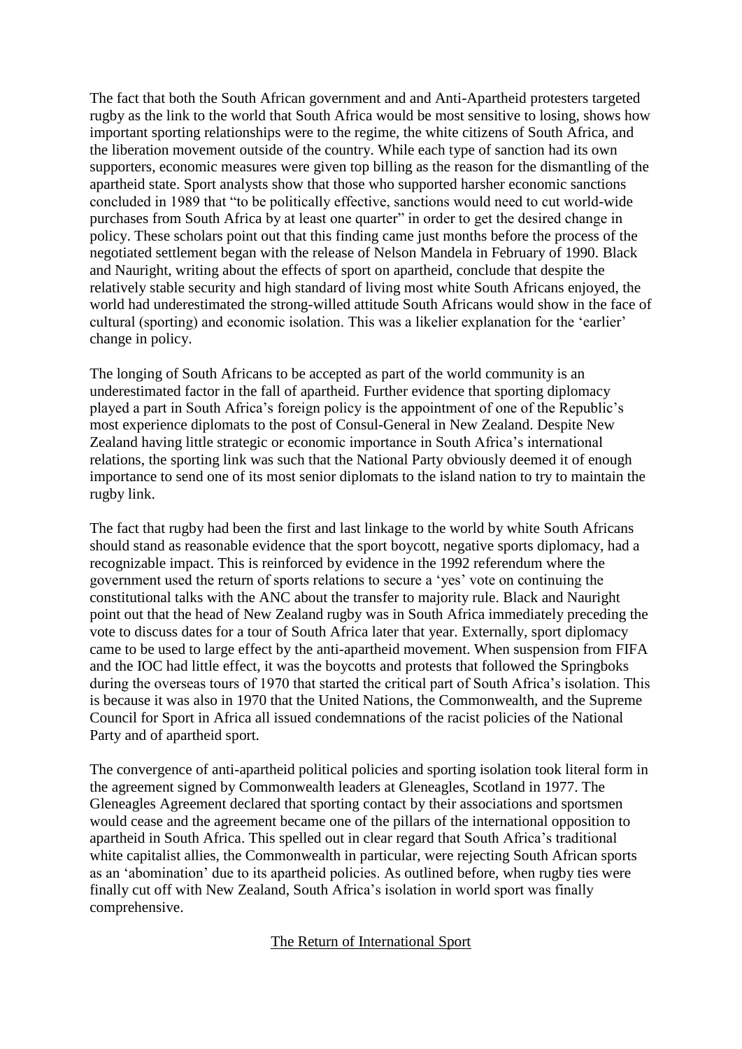The fact that both the South African government and and Anti-Apartheid protesters targeted rugby as the link to the world that South Africa would be most sensitive to losing, shows how important sporting relationships were to the regime, the white citizens of South Africa, and the liberation movement outside of the country. While each type of sanction had its own supporters, economic measures were given top billing as the reason for the dismantling of the apartheid state. Sport analysts show that those who supported harsher economic sanctions concluded in 1989 that "to be politically effective, sanctions would need to cut world-wide purchases from South Africa by at least one quarter" in order to get the desired change in policy. These scholars point out that this finding came just months before the process of the negotiated settlement began with the release of Nelson Mandela in February of 1990. Black and Nauright, writing about the effects of sport on apartheid, conclude that despite the relatively stable security and high standard of living most white South Africans enjoyed, the world had underestimated the strong-willed attitude South Africans would show in the face of cultural (sporting) and economic isolation. This was a likelier explanation for the 'earlier' change in policy.

The longing of South Africans to be accepted as part of the world community is an underestimated factor in the fall of apartheid. Further evidence that sporting diplomacy played a part in South Africa's foreign policy is the appointment of one of the Republic's most experience diplomats to the post of Consul-General in New Zealand. Despite New Zealand having little strategic or economic importance in South Africa's international relations, the sporting link was such that the National Party obviously deemed it of enough importance to send one of its most senior diplomats to the island nation to try to maintain the rugby link.

The fact that rugby had been the first and last linkage to the world by white South Africans should stand as reasonable evidence that the sport boycott, negative sports diplomacy, had a recognizable impact. This is reinforced by evidence in the 1992 referendum where the government used the return of sports relations to secure a 'yes' vote on continuing the constitutional talks with the ANC about the transfer to majority rule. Black and Nauright point out that the head of New Zealand rugby was in South Africa immediately preceding the vote to discuss dates for a tour of South Africa later that year. Externally, sport diplomacy came to be used to large effect by the anti-apartheid movement. When suspension from FIFA and the IOC had little effect, it was the boycotts and protests that followed the Springboks during the overseas tours of 1970 that started the critical part of South Africa's isolation. This is because it was also in 1970 that the United Nations, the Commonwealth, and the Supreme Council for Sport in Africa all issued condemnations of the racist policies of the National Party and of apartheid sport.

The convergence of anti-apartheid political policies and sporting isolation took literal form in the agreement signed by Commonwealth leaders at Gleneagles, Scotland in 1977. The Gleneagles Agreement declared that sporting contact by their associations and sportsmen would cease and the agreement became one of the pillars of the international opposition to apartheid in South Africa. This spelled out in clear regard that South Africa's traditional white capitalist allies, the Commonwealth in particular, were rejecting South African sports as an 'abomination' due to its apartheid policies. As outlined before, when rugby ties were finally cut off with New Zealand, South Africa's isolation in world sport was finally comprehensive.

## The Return of International Sport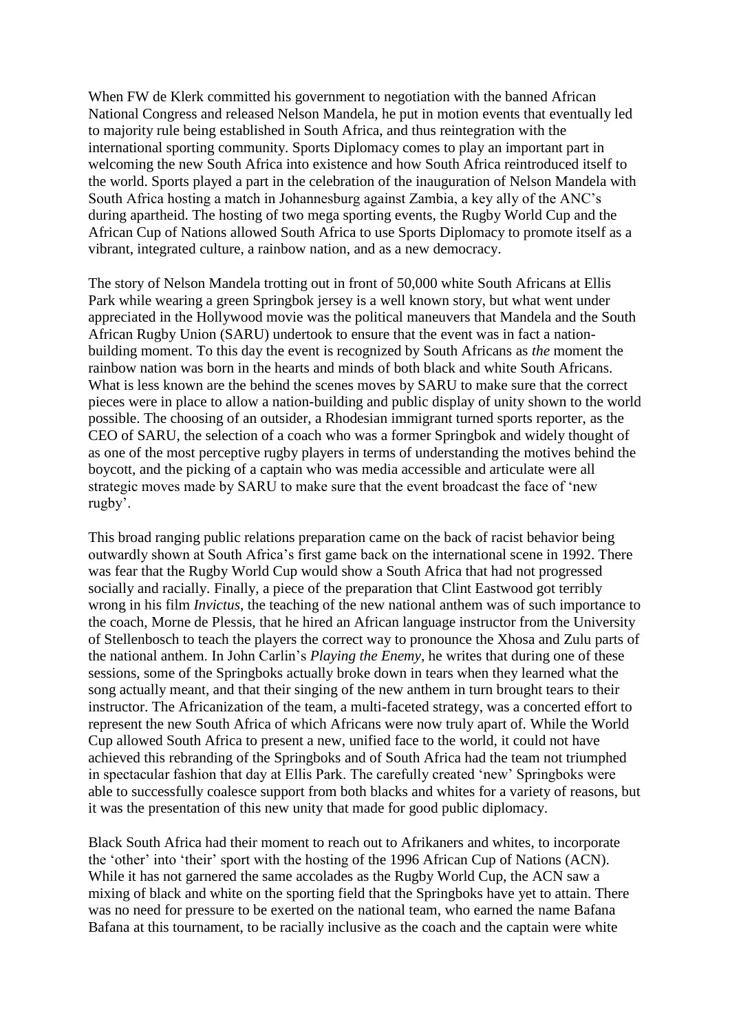When FW de Klerk committed his government to negotiation with the banned African National Congress and released Nelson Mandela, he put in motion events that eventually led to majority rule being established in South Africa, and thus reintegration with the international sporting community. Sports Diplomacy comes to play an important part in welcoming the new South Africa into existence and how South Africa reintroduced itself to the world. Sports played a part in the celebration of the inauguration of Nelson Mandela with South Africa hosting a match in Johannesburg against Zambia, a key ally of the ANC's during apartheid. The hosting of two mega sporting events, the Rugby World Cup and the African Cup of Nations allowed South Africa to use Sports Diplomacy to promote itself as a vibrant, integrated culture, a rainbow nation, and as a new democracy.

The story of Nelson Mandela trotting out in front of 50,000 white South Africans at Ellis Park while wearing a green Springbok jersey is a well known story, but what went under appreciated in the Hollywood movie was the political maneuvers that Mandela and the South African Rugby Union (SARU) undertook to ensure that the event was in fact a nation-building moment. To this day the event is recognized by South Africans as *the* moment the rainbow nation was born in the hearts and minds of both black and white South Africans. What is less known are the behind the scenes moves by SARU to make sure that the correct pieces were in place to allow a nation-building and public display of unity shown to the world possible. The choosing of an outsider, a Rhodesian immigrant turned sports reporter, as the CEO of SARU, the selection of a coach who was a former Springbok and widely thought of as one of the most perceptive rugby players in terms of understanding the motives behind the boycott, and the picking of a captain who was media accessible and articulate were all strategic moves made by SARU to make sure that the event broadcast the face of 'new rugby'.

This broad ranging public relations preparation came on the back of racist behavior being outwardly shown at South Africa's first game back on the international scene in 1992. There was fear that the Rugby World Cup would show a South Africa that had not progressed socially and racially. Finally, a piece of the preparation that Clint Eastwood got terribly wrong in his film *Invictus*, the teaching of the new national anthem was of such importance to the coach, Morne de Plessis, that he hired an African language instructor from the University of Stellenbosch to teach the players the correct way to pronounce the Xhosa and Zulu parts of the national anthem. In John Carlin's *Playing the Enemy*, he writes that during one of these sessions, some of the Springboks actually broke down in tears when they learned what the song actually meant, and that their singing of the new anthem in turn brought tears to their instructor. The Africanization of the team, a multi-faceted strategy, was a concerted effort to represent the new South Africa of which Africans were now truly apart of. While the World Cup allowed South Africa to present a new, unified face to the world, it could not have achieved this rebranding of the Springboks and of South Africa had the team not triumphed in spectacular fashion that day at Ellis Park. The carefully created 'new' Springboks were able to successfully coalesce support from both blacks and whites for a variety of reasons, but it was the presentation of this new unity that made for good public diplomacy.

Black South Africa had their moment to reach out to Afrikaners and whites, to incorporate the 'other' into 'their' sport with the hosting of the 1996 African Cup of Nations (ACN). While it has not garnered the same accolades as the Rugby World Cup, the ACN saw a mixing of black and white on the sporting field that the Springboks have yet to attain. There was no need for pressure to be exerted on the national team, who earned the name Bafana Bafana at this tournament, to be racially inclusive as the coach and the captain were white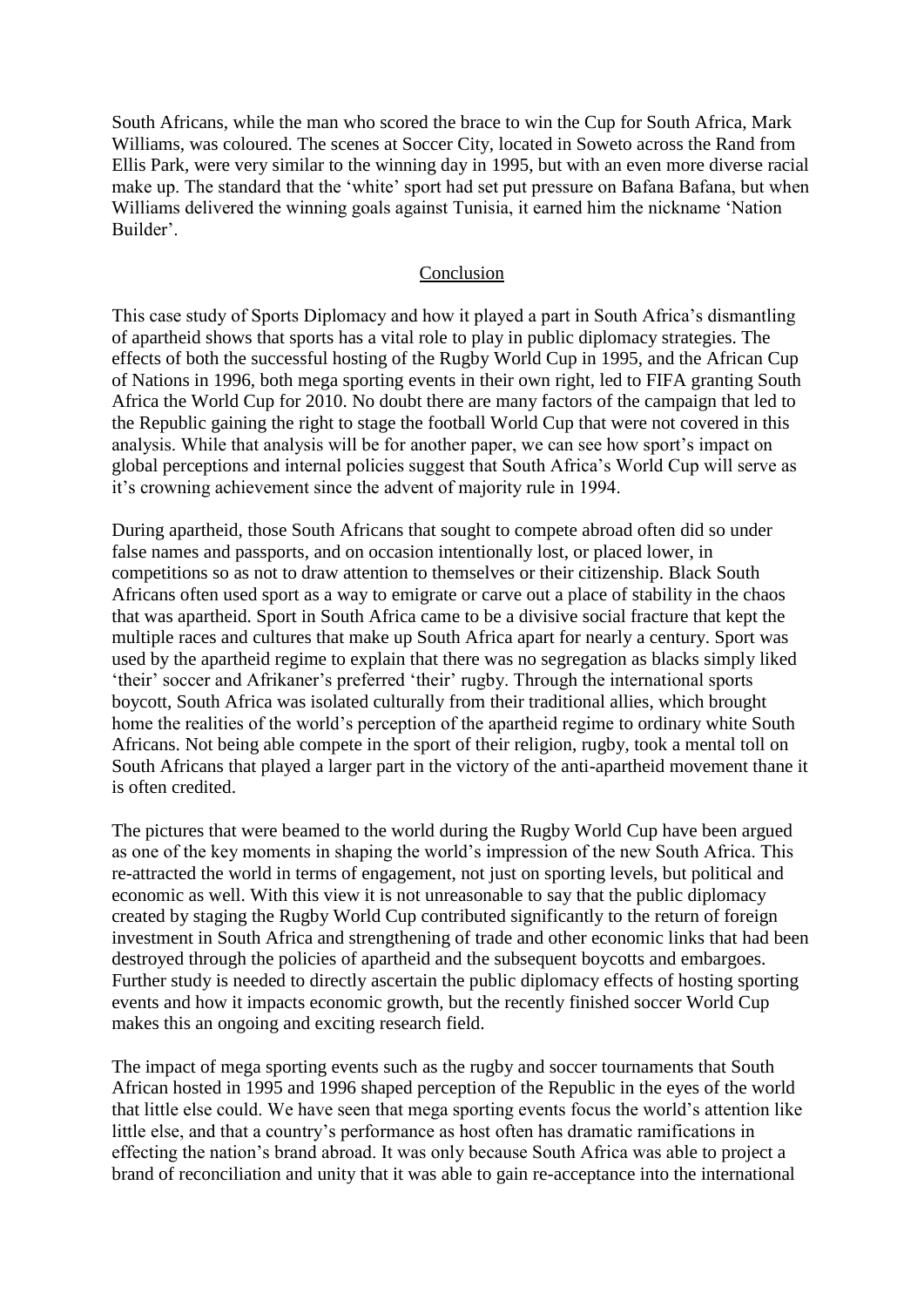South Africans, while the man who scored the brace to win the Cup for South Africa, Mark Williams, was coloured. The scenes at Soccer City, located in Soweto across the Rand from Ellis Park, were very similar to the winning day in 1995, but with an even more diverse racial make up. The standard that the 'white' sport had set put pressure on Bafana Bafana, but when Williams delivered the winning goals against Tunisia, it earned him the nickname 'Nation Builder'.

## Conclusion

This case study of Sports Diplomacy and how it played a part in South Africa's dismantling of apartheid shows that sports has a vital role to play in public diplomacy strategies. The effects of both the successful hosting of the Rugby World Cup in 1995, and the African Cup of Nations in 1996, both mega sporting events in their own right, led to FIFA granting South Africa the World Cup for 2010. No doubt there are many factors of the campaign that led to the Republic gaining the right to stage the football World Cup that were not covered in this analysis. While that analysis will be for another paper, we can see how sport's impact on global perceptions and internal policies suggest that South Africa's World Cup will serve as it's crowning achievement since the advent of majority rule in 1994.

During apartheid, those South Africans that sought to compete abroad often did so under false names and passports, and on occasion intentionally lost, or placed lower, in competitions so as not to draw attention to themselves or their citizenship. Black South Africans often used sport as a way to emigrate or carve out a place of stability in the chaos that was apartheid. Sport in South Africa came to be a divisive social fracture that kept the multiple races and cultures that make up South Africa apart for nearly a century. Sport was used by the apartheid regime to explain that there was no segregation as blacks simply liked 'their' soccer and Afrikaner's preferred 'their' rugby. Through the international sports boycott, South Africa was isolated culturally from their traditional allies, which brought home the realities of the world's perception of the apartheid regime to ordinary white South Africans. Not being able compete in the sport of their religion, rugby, took a mental toll on South Africans that played a larger part in the victory of the anti-apartheid movement thane it is often credited.

The pictures that were beamed to the world during the Rugby World Cup have been argued as one of the key moments in shaping the world's impression of the new South Africa. This re-attracted the world in terms of engagement, not just on sporting levels, but political and economic as well. With this view it is not unreasonable to say that the public diplomacy created by staging the Rugby World Cup contributed significantly to the return of foreign investment in South Africa and strengthening of trade and other economic links that had been destroyed through the policies of apartheid and the subsequent boycotts and embargoes. Further study is needed to directly ascertain the public diplomacy effects of hosting sporting events and how it impacts economic growth, but the recently finished soccer World Cup makes this an ongoing and exciting research field.

The impact of mega sporting events such as the rugby and soccer tournaments that South African hosted in 1995 and 1996 shaped perception of the Republic in the eyes of the world that little else could. We have seen that mega sporting events focus the world's attention like little else, and that a country's performance as host often has dramatic ramifications in effecting the nation's brand abroad. It was only because South Africa was able to project a brand of reconciliation and unity that it was able to gain re-acceptance into the international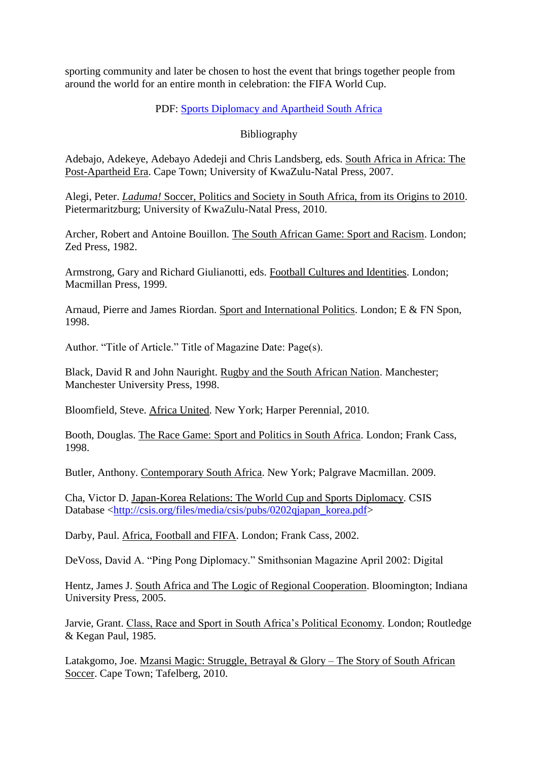sporting community and later be chosen to host the event that brings together people from around the world for an entire month in celebration: the FIFA World Cup.

PDF: [Sports Diplomacy and Apartheid South Africa]

Bibliography

Adebajo, Adekeye, Adebayo Adedeji and Chris Landsberg, eds. South Africa in Africa: The Post-Apartheid Era. Cape Town; University of KwaZulu-Natal Press, 2007.

Alegi, Peter. *Laduma!* Soccer, Politics and Society in South Africa, from its Origins to 2010. Pietermaritzburg; University of KwaZulu-Natal Press, 2010.

Archer, Robert and Antoine Bouillon. The South African Game: Sport and Racism. London; Zed Press, 1982.

Armstrong, Gary and Richard Giulianotti, eds. Football Cultures and Identities. London; Macmillan Press, 1999.

Arnaud, Pierre and James Riordan. Sport and International Politics. London; E & FN Spon, 1998.

Author. "Title of Article." Title of Magazine Date: Page(s).

Black, David R and John Nauright. Rugby and the South African Nation. Manchester; Manchester University Press, 1998.

Bloomfield, Steve. Africa United. New York; Harper Perennial, 2010.

Booth, Douglas. The Race Game: Sport and Politics in South Africa. London; Frank Cass, 1998.

Butler, Anthony. Contemporary South Africa. New York; Palgrave Macmillan. 2009.

Cha, Victor D. Japan-Korea Relations: The World Cup and Sports Diplomacy. CSIS Database <http://csis.org/files/media/csis/pubs/0202qjapan_korea.pdf>

Darby, Paul. Africa, Football and FIFA. London; Frank Cass, 2002.

DeVoss, David A. "Ping Pong Diplomacy." Smithsonian Magazine April 2002: Digital

Hentz, James J. South Africa and The Logic of Regional Cooperation. Bloomington; Indiana University Press, 2005.

Jarvie, Grant. Class, Race and Sport in South Africa's Political Economy. London; Routledge & Kegan Paul, 1985.

Latakgomo, Joe. Mzansi Magic: Struggle, Betrayal & Glory – The Story of South African Soccer. Cape Town; Tafelberg, 2010.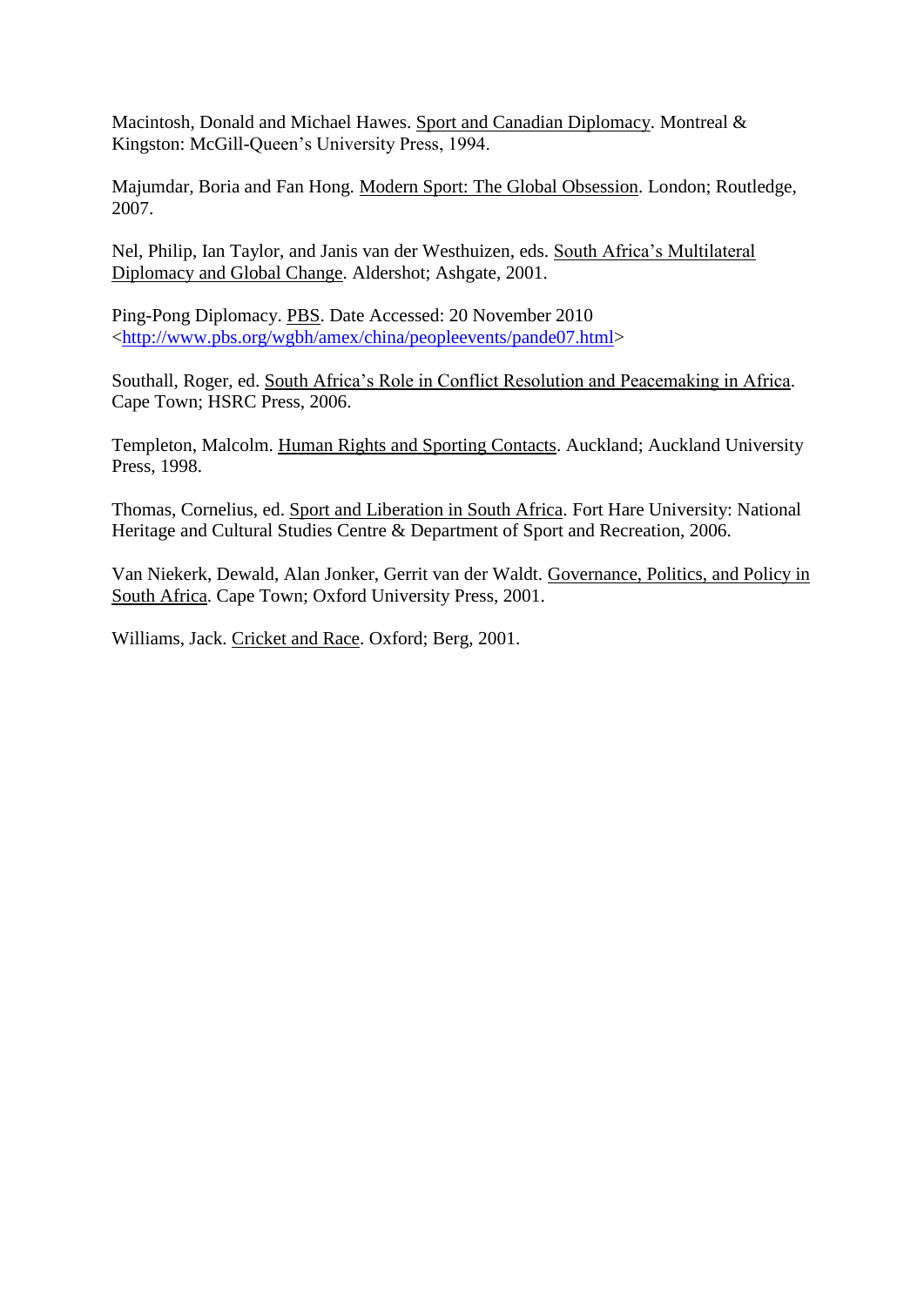Macintosh, Donald and Michael Hawes. Sport and Canadian Diplomacy. Montreal & Kingston: McGill-Queen's University Press, 1994.

Majumdar, Boria and Fan Hong. Modern Sport: The Global Obsession. London; Routledge, 2007.

Nel, Philip, Ian Taylor, and Janis van der Westhuizen, eds. South Africa's Multilateral Diplomacy and Global Change. Aldershot; Ashgate, 2001.

Ping-Pong Diplomacy. PBS. Date Accessed: 20 November 2010 <http://www.pbs.org/wgbh/amex/china/peopleevents/pande07.html>

Southall, Roger, ed. South Africa's Role in Conflict Resolution and Peacemaking in Africa. Cape Town; HSRC Press, 2006.

Templeton, Malcolm. Human Rights and Sporting Contacts. Auckland; Auckland University Press, 1998.

Thomas, Cornelius, ed. Sport and Liberation in South Africa. Fort Hare University: National Heritage and Cultural Studies Centre & Department of Sport and Recreation, 2006.

Van Niekerk, Dewald, Alan Jonker, Gerrit van der Waldt. Governance, Politics, and Policy in South Africa. Cape Town; Oxford University Press, 2001.

Williams, Jack. Cricket and Race. Oxford; Berg, 2001.